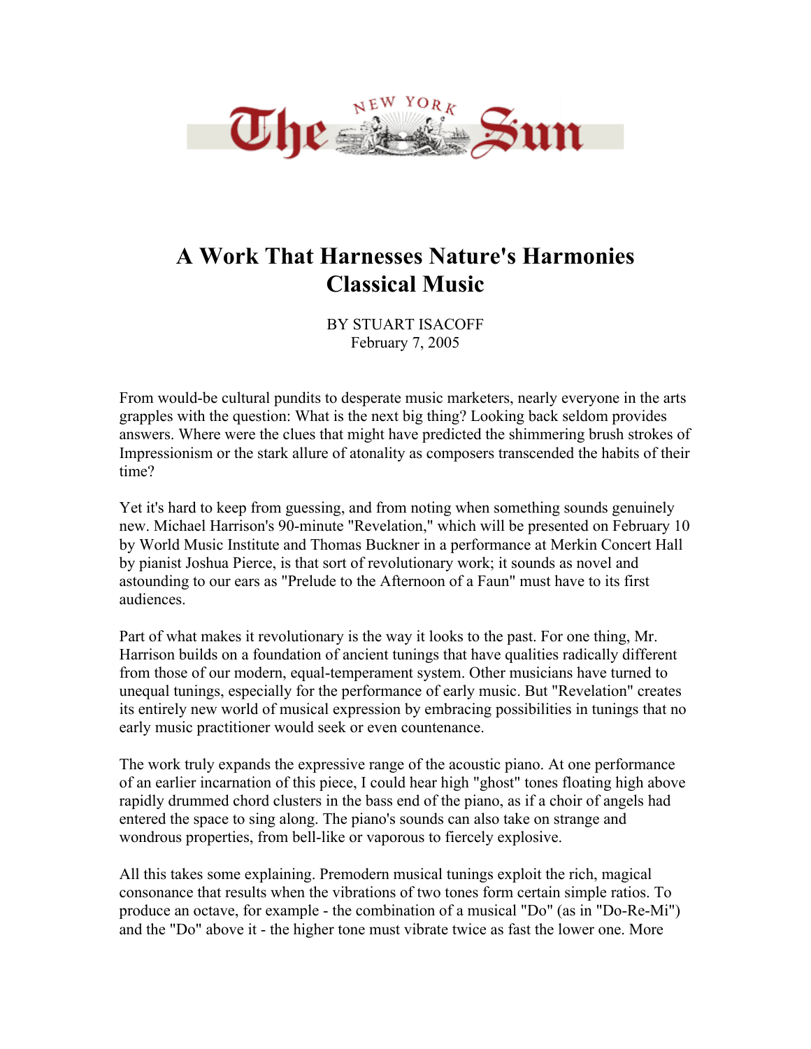# The New York Sun

# A Work That Harnesses Nature's Harmonies
## Classical Music

BY STUART ISACOFF
February 7, 2005

From would-be cultural pundits to desperate music marketers, nearly everyone in the arts grapples with the question: What is the next big thing? Looking back seldom provides answers. Where were the clues that might have predicted the shimmering brush strokes of Impressionism or the stark allure of atonality as composers transcended the habits of their time?

Yet it's hard to keep from guessing, and from noting when something sounds genuinely new. Michael Harrison's 90-minute "Revelation," which will be presented on February 10 by World Music Institute and Thomas Buckner in a performance at Merkin Concert Hall by pianist Joshua Pierce, is that sort of revolutionary work; it sounds as novel and astounding to our ears as "Prelude to the Afternoon of a Faun" must have to its first audiences.

Part of what makes it revolutionary is the way it looks to the past. For one thing, Mr. Harrison builds on a foundation of ancient tunings that have qualities radically different from those of our modern, equal-temperament system. Other musicians have turned to unequal tunings, especially for the performance of early music. But "Revelation" creates its entirely new world of musical expression by embracing possibilities in tunings that no early music practitioner would seek or even countenance.

The work truly expands the expressive range of the acoustic piano. At one performance of an earlier incarnation of this piece, I could hear high "ghost" tones floating high above rapidly drummed chord clusters in the bass end of the piano, as if a choir of angels had entered the space to sing along. The piano's sounds can also take on strange and wondrous properties, from bell-like or vaporous to fiercely explosive.

All this takes some explaining. Premodern musical tunings exploit the rich, magical consonance that results when the vibrations of two tones form certain simple ratios. To produce an octave, for example - the combination of a musical "Do" (as in "Do-Re-Mi") and the "Do" above it - the higher tone must vibrate twice as fast the lower one. More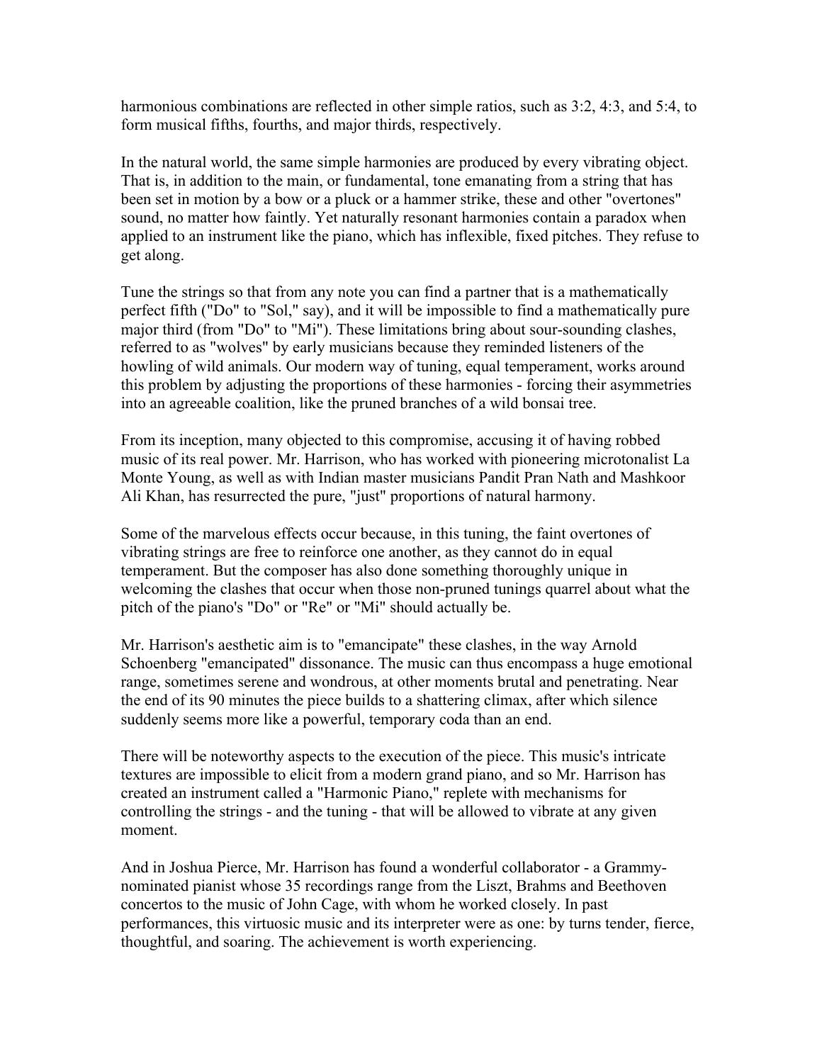harmonious combinations are reflected in other simple ratios, such as 3:2, 4:3, and 5:4, to form musical fifths, fourths, and major thirds, respectively.

In the natural world, the same simple harmonies are produced by every vibrating object. That is, in addition to the main, or fundamental, tone emanating from a string that has been set in motion by a bow or a pluck or a hammer strike, these and other "overtones" sound, no matter how faintly. Yet naturally resonant harmonies contain a paradox when applied to an instrument like the piano, which has inflexible, fixed pitches. They refuse to get along.

Tune the strings so that from any note you can find a partner that is a mathematically perfect fifth ("Do" to "Sol," say), and it will be impossible to find a mathematically pure major third (from "Do" to "Mi"). These limitations bring about sour-sounding clashes, referred to as "wolves" by early musicians because they reminded listeners of the howling of wild animals. Our modern way of tuning, equal temperament, works around this problem by adjusting the proportions of these harmonies - forcing their asymmetries into an agreeable coalition, like the pruned branches of a wild bonsai tree.

From its inception, many objected to this compromise, accusing it of having robbed music of its real power. Mr. Harrison, who has worked with pioneering microtonalist La Monte Young, as well as with Indian master musicians Pandit Pran Nath and Mashkoor Ali Khan, has resurrected the pure, "just" proportions of natural harmony.

Some of the marvelous effects occur because, in this tuning, the faint overtones of vibrating strings are free to reinforce one another, as they cannot do in equal temperament. But the composer has also done something thoroughly unique in welcoming the clashes that occur when those non-pruned tunings quarrel about what the pitch of the piano's "Do" or "Re" or "Mi" should actually be.

Mr. Harrison's aesthetic aim is to "emancipate" these clashes, in the way Arnold Schoenberg "emancipated" dissonance. The music can thus encompass a huge emotional range, sometimes serene and wondrous, at other moments brutal and penetrating. Near the end of its 90 minutes the piece builds to a shattering climax, after which silence suddenly seems more like a powerful, temporary coda than an end.

There will be noteworthy aspects to the execution of the piece. This music's intricate textures are impossible to elicit from a modern grand piano, and so Mr. Harrison has created an instrument called a "Harmonic Piano," replete with mechanisms for controlling the strings - and the tuning - that will be allowed to vibrate at any given moment.

And in Joshua Pierce, Mr. Harrison has found a wonderful collaborator - a Grammy-nominated pianist whose 35 recordings range from the Liszt, Brahms and Beethoven concertos to the music of John Cage, with whom he worked closely. In past performances, this virtuosic music and its interpreter were as one: by turns tender, fierce, thoughtful, and soaring. The achievement is worth experiencing.